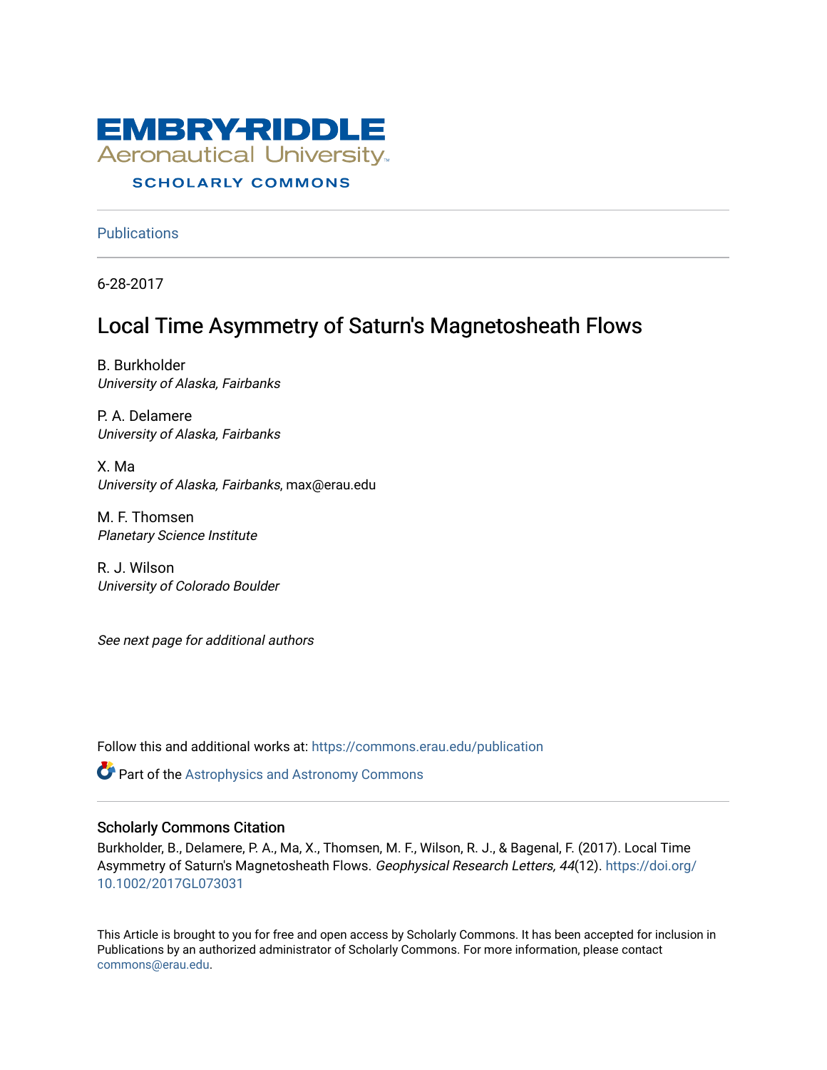# EMBRY-RIDDLE
Aeronautical University

SCHOLARLY COMMONS

---

Publications

---

6-28-2017

## Local Time Asymmetry of Saturn's Magnetosheath Flows

B. Burkholder
*University of Alaska, Fairbanks*

P. A. Delamere
*University of Alaska, Fairbanks*

X. Ma
*University of Alaska, Fairbanks*, max@erau.edu

M. F. Thomsen
*Planetary Science Institute*

R. J. Wilson
*University of Colorado Boulder*

*See next page for additional authors*

Follow this and additional works at: https://commons.erau.edu/publication

Part of the Astrophysics and Astronomy Commons

---

### Scholarly Commons Citation

Burkholder, B., Delamere, P. A., Ma, X., Thomsen, M. F., Wilson, R. J., & Bagenal, F. (2017). Local Time Asymmetry of Saturn's Magnetosheath Flows. *Geophysical Research Letters, 44*(12). https://doi.org/10.1002/2017GL073031

This Article is brought to you for free and open access by Scholarly Commons. It has been accepted for inclusion in Publications by an authorized administrator of Scholarly Commons. For more information, please contact commons@erau.edu.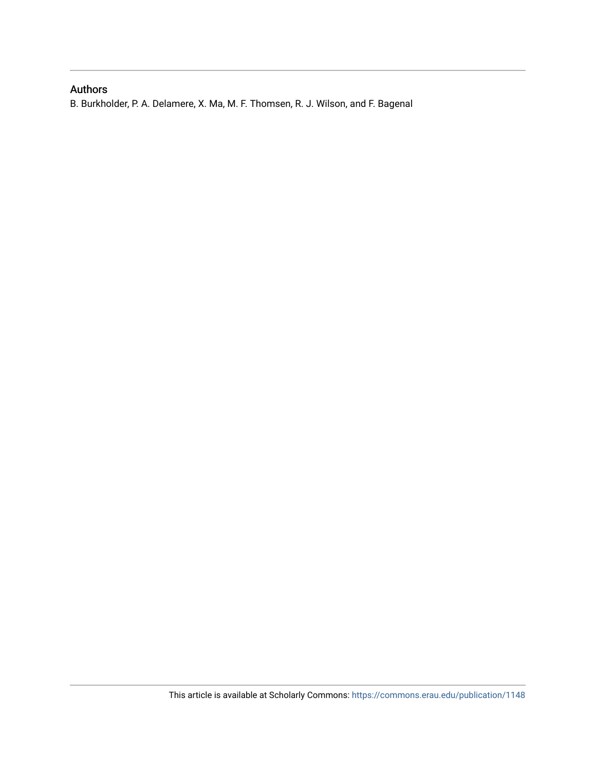## Authors

B. Burkholder, P. A. Delamere, X. Ma, M. F. Thomsen, R. J. Wilson, and F. Bagenal

This article is available at Scholarly Commons: https://commons.erau.edu/publication/1148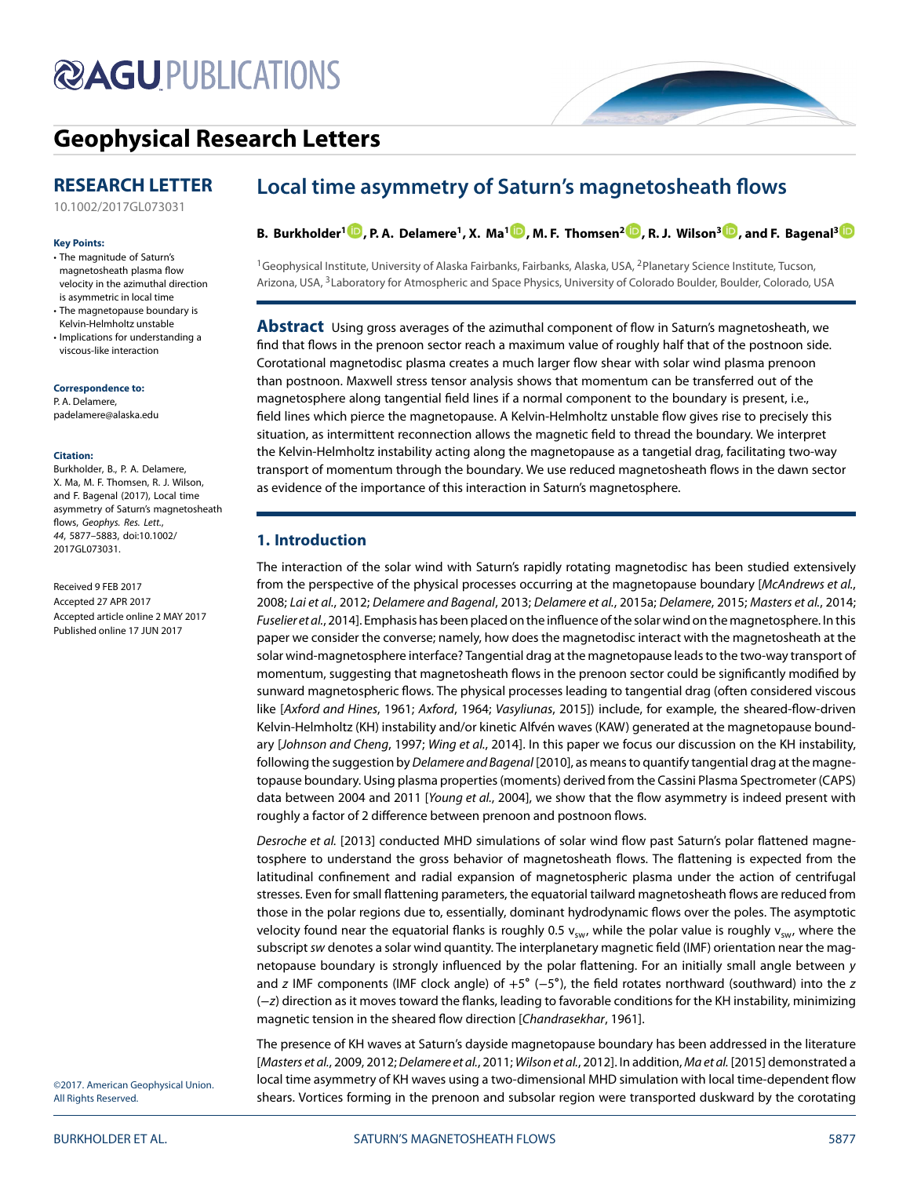# Geophysical Research Letters

## RESEARCH LETTER

10.1002/2017GL073031

**Key Points:**

- The magnitude of Saturn's magnetosheath plasma flow velocity in the azimuthal direction is asymmetric in local time
- The magnetopause boundary is Kelvin-Helmholtz unstable
- Implications for understanding a viscous-like interaction

**Correspondence to:**
P. A. Delamere,
padelamere@alaska.edu

**Citation:**
Burkholder, B., P. A. Delamere, X. Ma, M. F. Thomsen, R. J. Wilson, and F. Bagenal (2017), Local time asymmetry of Saturn's magnetosheath flows, *Geophys. Res. Lett.*, *44*, 5877–5883, doi:10.1002/2017GL073031.

Received 9 FEB 2017
Accepted 27 APR 2017
Accepted article online 2 MAY 2017
Published online 17 JUN 2017

©2017. American Geophysical Union. All Rights Reserved.

# Local time asymmetry of Saturn's magnetosheath flows

**B. Burkholder[1], P. A. Delamere[1], X. Ma[1], M. F. Thomsen[2], R. J. Wilson[3], and F. Bagenal[3]**

[1]Geophysical Institute, University of Alaska Fairbanks, Fairbanks, Alaska, USA, [2]Planetary Science Institute, Tucson, Arizona, USA, [3]Laboratory for Atmospheric and Space Physics, University of Colorado Boulder, Boulder, Colorado, USA

**Abstract** Using gross averages of the azimuthal component of flow in Saturn's magnetosheath, we find that flows in the prenoon sector reach a maximum value of roughly half that of the postnoon side. Corotational magnetodisc plasma creates a much larger flow shear with solar wind plasma prenoon than postnoon. Maxwell stress tensor analysis shows that momentum can be transferred out of the magnetosphere along tangential field lines if a normal component to the boundary is present, i.e., field lines which pierce the magnetopause. A Kelvin-Helmholtz unstable flow gives rise to precisely this situation, as intermittent reconnection allows the magnetic field to thread the boundary. We interpret the Kelvin-Helmholtz instability acting along the magnetopause as a tangetial drag, facilitating two-way transport of momentum through the boundary. We use reduced magnetosheath flows in the dawn sector as evidence of the importance of this interaction in Saturn's magnetosphere.

## 1. Introduction

The interaction of the solar wind with Saturn's rapidly rotating magnetodisc has been studied extensively from the perspective of the physical processes occurring at the magnetopause boundary [*McAndrews et al.*, 2008; *Lai et al.*, 2012; *Delamere and Bagenal*, 2013; *Delamere et al.*, 2015a; *Delamere*, 2015; *Masters et al.*, 2014; *Fuselier et al.*, 2014]. Emphasis has been placed on the influence of the solar wind on the magnetosphere. In this paper we consider the converse; namely, how does the magnetodisc interact with the magnetosheath at the solar wind-magnetosphere interface? Tangential drag at the magnetopause leads to the two-way transport of momentum, suggesting that magnetosheath flows in the prenoon sector could be significantly modified by sunward magnetospheric flows. The physical processes leading to tangential drag (often considered viscous like [*Axford and Hines*, 1961; *Axford*, 1964; *Vasyliunas*, 2015]) include, for example, the sheared-flow-driven Kelvin-Helmholtz (KH) instability and/or kinetic Alfvén waves (KAW) generated at the magnetopause boundary [*Johnson and Cheng*, 1997; *Wing et al.*, 2014]. In this paper we focus our discussion on the KH instability, following the suggestion by *Delamere and Bagenal* [2010], as means to quantify tangential drag at the magnetopause boundary. Using plasma properties (moments) derived from the Cassini Plasma Spectrometer (CAPS) data between 2004 and 2011 [*Young et al.*, 2004], we show that the flow asymmetry is indeed present with roughly a factor of 2 difference between prenoon and postnoon flows.

*Desroche et al.* [2013] conducted MHD simulations of solar wind flow past Saturn's polar flattened magnetosphere to understand the gross behavior of magnetosheath flows. The flattening is expected from the latitudinal confinement and radial expansion of magnetospheric plasma under the action of centrifugal stresses. Even for small flattening parameters, the equatorial tailward magnetosheath flows are reduced from those in the polar regions due to, essentially, dominant hydrodynamic flows over the poles. The asymptotic velocity found near the equatorial flanks is roughly 0.5 $v_{sw}$, while the polar value is roughly $v_{sw}$, where the subscript *sw* denotes a solar wind quantity. The interplanetary magnetic field (IMF) orientation near the magnetopause boundary is strongly influenced by the polar flattening. For an initially small angle between $y$ and $z$ IMF components (IMF clock angle) of $+5°$ ($-5°$), the field rotates northward (southward) into the $z$ ($-z$) direction as it moves toward the flanks, leading to favorable conditions for the KH instability, minimizing magnetic tension in the sheared flow direction [*Chandrasekhar*, 1961].

The presence of KH waves at Saturn's dayside magnetopause boundary has been addressed in the literature [*Masters et al.*, 2009, 2012; *Delamere et al.*, 2011; *Wilson et al.*, 2012]. In addition, *Ma et al.* [2015] demonstrated a local time asymmetry of KH waves using a two-dimensional MHD simulation with local time-dependent flow shears. Vortices forming in the prenoon and subsolar region were transported duskward by the corotating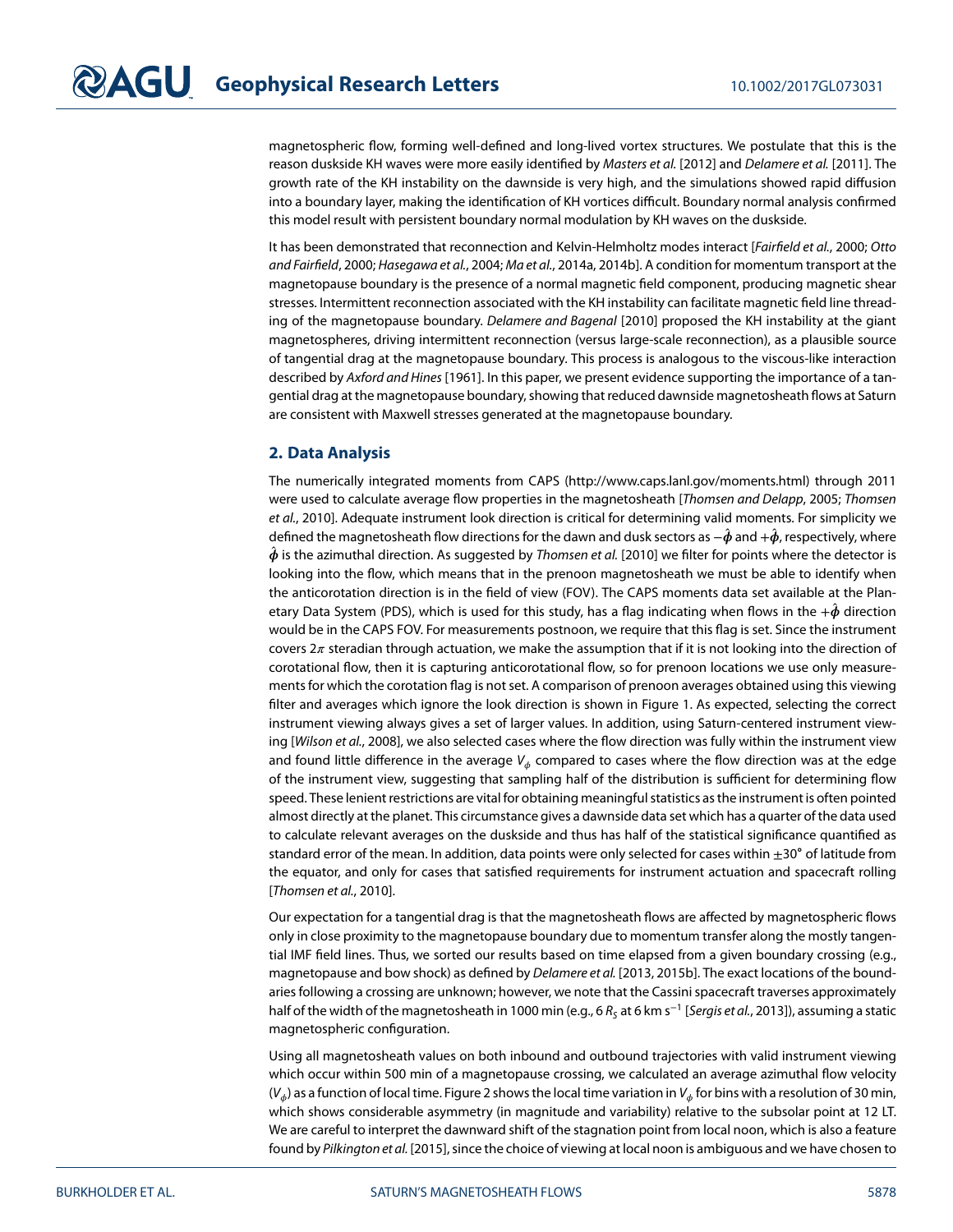magnetospheric flow, forming well-defined and long-lived vortex structures. We postulate that this is the reason duskside KH waves were more easily identified by *Masters et al.* [2012] and *Delamere et al.* [2011]. The growth rate of the KH instability on the dawnside is very high, and the simulations showed rapid diffusion into a boundary layer, making the identification of KH vortices difficult. Boundary normal analysis confirmed this model result with persistent boundary normal modulation by KH waves on the duskside.

It has been demonstrated that reconnection and Kelvin-Helmholtz modes interact [*Fairfield et al.*, 2000; *Otto and Fairfield*, 2000; *Hasegawa et al.*, 2004; *Ma et al.*, 2014a, 2014b]. A condition for momentum transport at the magnetopause boundary is the presence of a normal magnetic field component, producing magnetic shear stresses. Intermittent reconnection associated with the KH instability can facilitate magnetic field line threading of the magnetopause boundary. *Delamere and Bagenal* [2010] proposed the KH instability at the giant magnetospheres, driving intermittent reconnection (versus large-scale reconnection), as a plausible source of tangential drag at the magnetopause boundary. This process is analogous to the viscous-like interaction described by *Axford and Hines* [1961]. In this paper, we present evidence supporting the importance of a tangential drag at the magnetopause boundary, showing that reduced dawnside magnetosheath flows at Saturn are consistent with Maxwell stresses generated at the magnetopause boundary.

## 2. Data Analysis

The numerically integrated moments from CAPS (http://www.caps.lanl.gov/moments.html) through 2011 were used to calculate average flow properties in the magnetosheath [*Thomsen and Delapp*, 2005; *Thomsen et al.*, 2010]. Adequate instrument look direction is critical for determining valid moments. For simplicity we defined the magnetosheath flow directions for the dawn and dusk sectors as $-\hat{\phi}$ and $+\hat{\phi}$, respectively, where $\hat{\phi}$ is the azimuthal direction. As suggested by *Thomsen et al.* [2010] we filter for points where the detector is looking into the flow, which means that in the prenoon magnetosheath we must be able to identify when the anticorotation direction is in the field of view (FOV). The CAPS moments data set available at the Planetary Data System (PDS), which is used for this study, has a flag indicating when flows in the $+\hat{\phi}$ direction would be in the CAPS FOV. For measurements postnoon, we require that this flag is set. Since the instrument covers $2\pi$ steradian through actuation, we make the assumption that if it is not looking into the direction of corotational flow, then it is capturing anticorotational flow, so for prenoon locations we use only measurements for which the corotation flag is not set. A comparison of prenoon averages obtained using this viewing filter and averages which ignore the look direction is shown in Figure 1. As expected, selecting the correct instrument viewing always gives a set of larger values. In addition, using Saturn-centered instrument viewing [*Wilson et al.*, 2008], we also selected cases where the flow direction was fully within the instrument view and found little difference in the average $V_\phi$ compared to cases where the flow direction was at the edge of the instrument view, suggesting that sampling half of the distribution is sufficient for determining flow speed. These lenient restrictions are vital for obtaining meaningful statistics as the instrument is often pointed almost directly at the planet. This circumstance gives a dawnside data set which has a quarter of the data used to calculate relevant averages on the duskside and thus has half of the statistical significance quantified as standard error of the mean. In addition, data points were only selected for cases within $\pm 30°$ of latitude from the equator, and only for cases that satisfied requirements for instrument actuation and spacecraft rolling [*Thomsen et al.*, 2010].

Our expectation for a tangential drag is that the magnetosheath flows are affected by magnetospheric flows only in close proximity to the magnetopause boundary due to momentum transfer along the mostly tangential IMF field lines. Thus, we sorted our results based on time elapsed from a given boundary crossing (e.g., magnetopause and bow shock) as defined by *Delamere et al.* [2013, 2015b]. The exact locations of the boundaries following a crossing are unknown; however, we note that the Cassini spacecraft traverses approximately half of the width of the magnetosheath in 1000 min (e.g., 6 $R_S$ at 6 km s$^{-1}$ [*Sergis et al.*, 2013]), assuming a static magnetospheric configuration.

Using all magnetosheath values on both inbound and outbound trajectories with valid instrument viewing which occur within 500 min of a magnetopause crossing, we calculated an average azimuthal flow velocity ($V_\phi$) as a function of local time. Figure 2 shows the local time variation in $V_\phi$ for bins with a resolution of 30 min, which shows considerable asymmetry (in magnitude and variability) relative to the subsolar point at 12 LT. We are careful to interpret the dawnward shift of the stagnation point from local noon, which is also a feature found by *Pilkington et al.* [2015], since the choice of viewing at local noon is ambiguous and we have chosen to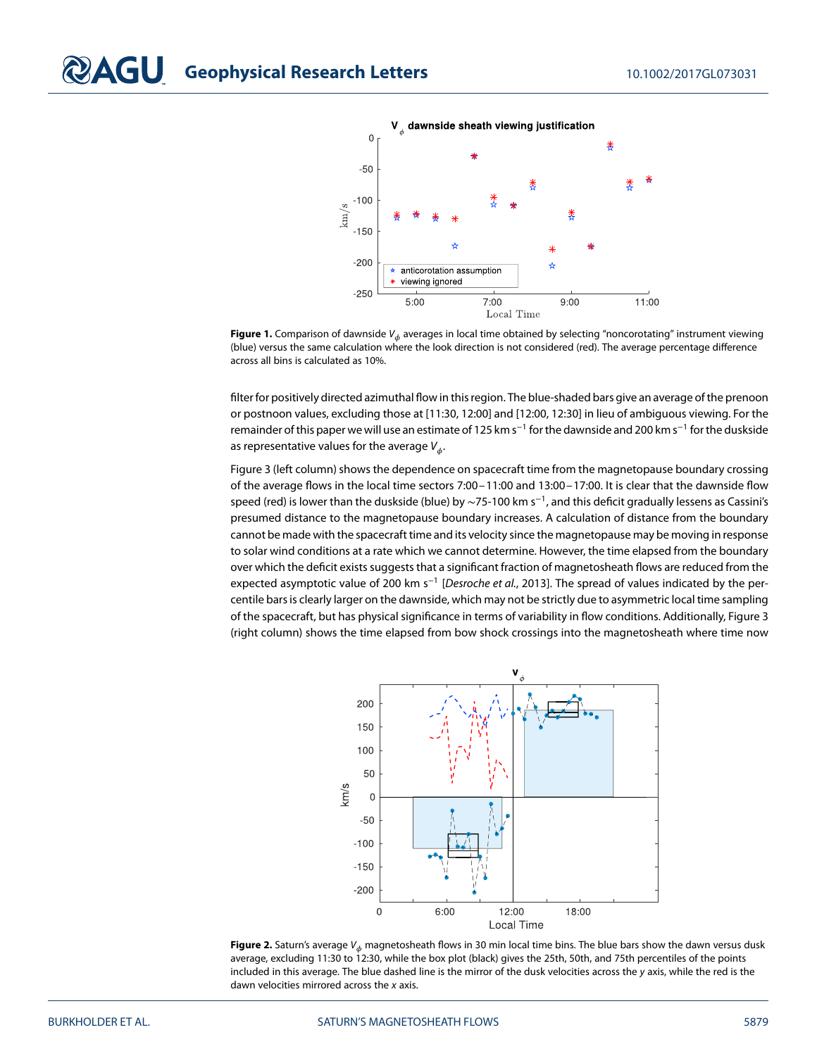V $_\phi$ dawnside sheath viewing justification

0
-50
-100
-150
-200
-250

km/s

5:00
7:00
9:00
11:00

Local Time

anticorotation assumption
viewing ignored

**Figure 1.** Comparison of dawnside $V_\phi$ averages in local time obtained by selecting "noncorotating" instrument viewing (blue) versus the same calculation where the look direction is not considered (red). The average percentage difference across all bins is calculated as 10%.

filter for positively directed azimuthal flow in this region. The blue-shaded bars give an average of the prenoon or postnoon values, excluding those at [11:30, 12:00] and [12:00, 12:30] in lieu of ambiguous viewing. For the remainder of this paper we will use an estimate of 125 km s$^{-1}$ for the dawnside and 200 km s$^{-1}$ for the duskside as representative values for the average $V_\phi$.

Figure 3 (left column) shows the dependence on spacecraft time from the magnetopause boundary crossing of the average flows in the local time sectors 7:00–11:00 and 13:00–17:00. It is clear that the dawnside flow speed (red) is lower than the duskside (blue) by ~75-100 km s$^{-1}$, and this deficit gradually lessens as Cassini's presumed distance to the magnetopause boundary increases. A calculation of distance from the boundary cannot be made with the spacecraft time and its velocity since the magnetopause may be moving in response to solar wind conditions at a rate which we cannot determine. However, the time elapsed from the boundary over which the deficit exists suggests that a significant fraction of magnetosheath flows are reduced from the expected asymptotic value of 200 km s$^{-1}$ [*Desroche et al.*, 2013]. The spread of values indicated by the percentile bars is clearly larger on the dawnside, which may not be strictly due to asymmetric local time sampling of the spacecraft, but has physical significance in terms of variability in flow conditions. Additionally, Figure 3 (right column) shows the time elapsed from bow shock crossings into the magnetosheath where time now

V $_\phi$

200
150
100
50
0
-50
-100
-150
-200

km/s

0
6:00
12:00
18:00

Local Time

**Figure 2.** Saturn's average $V_\phi$ magnetosheath flows in 30 min local time bins. The blue bars show the dawn versus dusk average, excluding 11:30 to 12:30, while the box plot (black) gives the 25th, 50th, and 75th percentiles of the points included in this average. The blue dashed line is the mirror of the dusk velocities across the $y$ axis, while the red is the dawn velocities mirrored across the $x$ axis.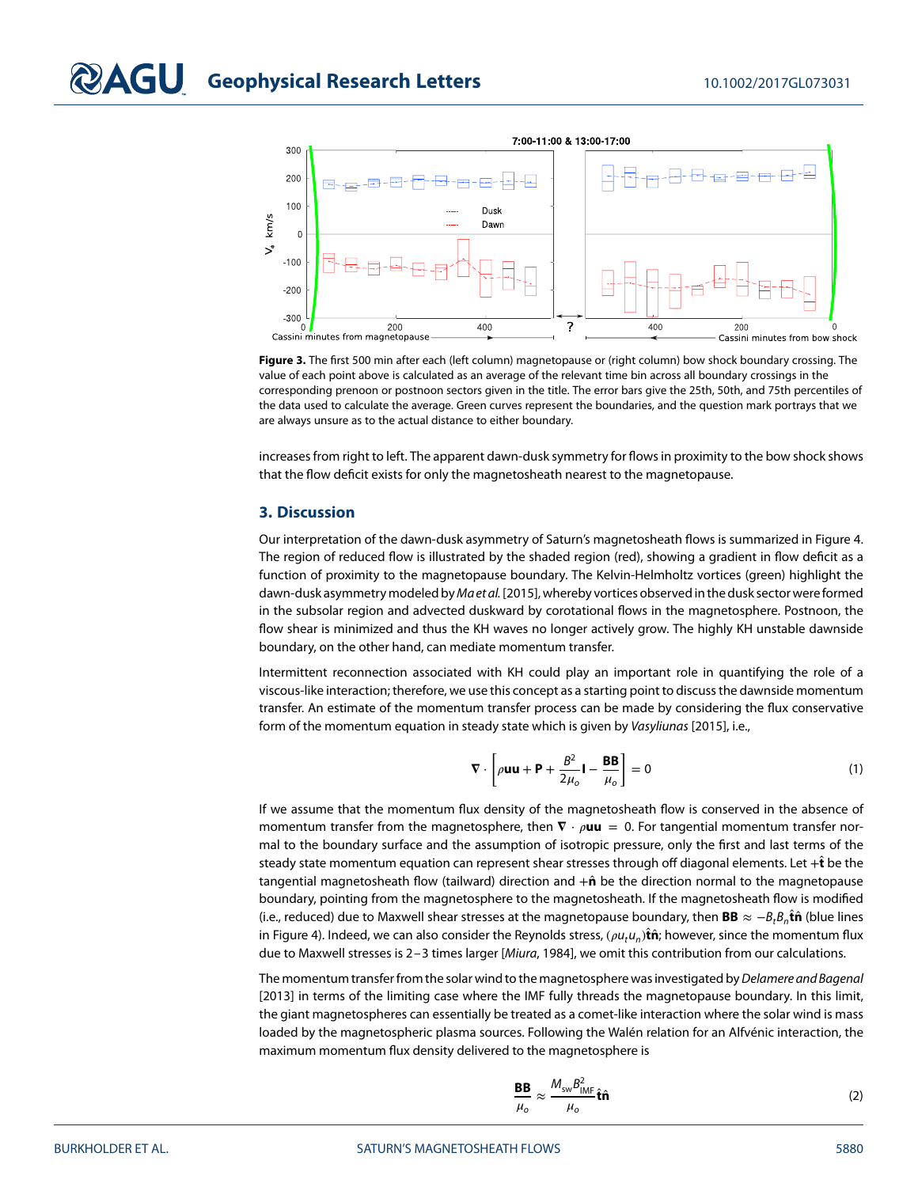7:00-11:00 & 13:00-17:00

$V_\phi$ km/s

300
200
100
0
-100
-200
-300

Dusk
Dawn

0
200
400
Cassini minutes from magnetopause

?

400
200
0
Cassini minutes from bow shock

**Figure 3.** The first 500 min after each (left column) magnetopause or (right column) bow shock boundary crossing. The value of each point above is calculated as an average of the relevant time bin across all boundary crossings in the corresponding prenoon or postnoon sectors given in the title. The error bars give the 25th, 50th, and 75th percentiles of the data used to calculate the average. Green curves represent the boundaries, and the question mark portrays that we are always unsure as to the actual distance to either boundary.

increases from right to left. The apparent dawn-dusk symmetry for flows in proximity to the bow shock shows that the flow deficit exists for only the magnetosheath nearest to the magnetopause.

## 3. Discussion

Our interpretation of the dawn-dusk asymmetry of Saturn's magnetosheath flows is summarized in Figure 4. The region of reduced flow is illustrated by the shaded region (red), showing a gradient in flow deficit as a function of proximity to the magnetopause boundary. The Kelvin-Helmholtz vortices (green) highlight the dawn-dusk asymmetry modeled by *Ma et al.* [2015], whereby vortices observed in the dusk sector were formed in the subsolar region and advected duskward by corotational flows in the magnetosphere. Postnoon, the flow shear is minimized and thus the KH waves no longer actively grow. The highly KH unstable dawnside boundary, on the other hand, can mediate momentum transfer.

Intermittent reconnection associated with KH could play an important role in quantifying the role of a viscous-like interaction; therefore, we use this concept as a starting point to discuss the dawnside momentum transfer. An estimate of the momentum transfer process can be made by considering the flux conservative form of the momentum equation in steady state which is given by *Vasyliunas* [2015], i.e.,

$$\nabla \cdot \left[ \rho \mathbf{uu} + \mathbf{P} + \frac{B^2}{2\mu_o}\mathbf{I} - \frac{\mathbf{BB}}{\mu_o} \right] = 0 \tag{1}$$

If we assume that the momentum flux density of the magnetosheath flow is conserved in the absence of momentum transfer from the magnetosphere, then $\nabla \cdot \rho \mathbf{uu} = 0$. For tangential momentum transfer normal to the boundary surface and the assumption of isotropic pressure, only the first and last terms of the steady state momentum equation can represent shear stresses through off diagonal elements. Let $+\hat{\mathbf{t}}$ be the tangential magnetosheath flow (tailward) direction and $+\hat{\mathbf{n}}$ be the direction normal to the magnetopause boundary, pointing from the magnetosphere to the magnetosheath. If the magnetosheath flow is modified (i.e., reduced) due to Maxwell shear stresses at the magnetopause boundary, then $\mathbf{BB} \approx -B_t B_n \hat{\mathbf{t}}\hat{\mathbf{n}}$ (blue lines in Figure 4). Indeed, we can also consider the Reynolds stress, $(\rho u_t u_n)\hat{\mathbf{t}}\hat{\mathbf{n}}$; however, since the momentum flux due to Maxwell stresses is 2–3 times larger [*Miura*, 1984], we omit this contribution from our calculations.

The momentum transfer from the solar wind to the magnetosphere was investigated by *Delamere and Bagenal* [2013] in terms of the limiting case where the IMF fully threads the magnetopause boundary. In this limit, the giant magnetospheres can essentially be treated as a comet-like interaction where the solar wind is mass loaded by the magnetospheric plasma sources. Following the Walén relation for an Alfvénic interaction, the maximum momentum flux density delivered to the magnetosphere is

$$\frac{\mathbf{BB}}{\mu_o} \approx \frac{M_{sw} B_{IMF}^2}{\mu_o} \hat{\mathbf{t}}\hat{\mathbf{n}} \tag{2}$$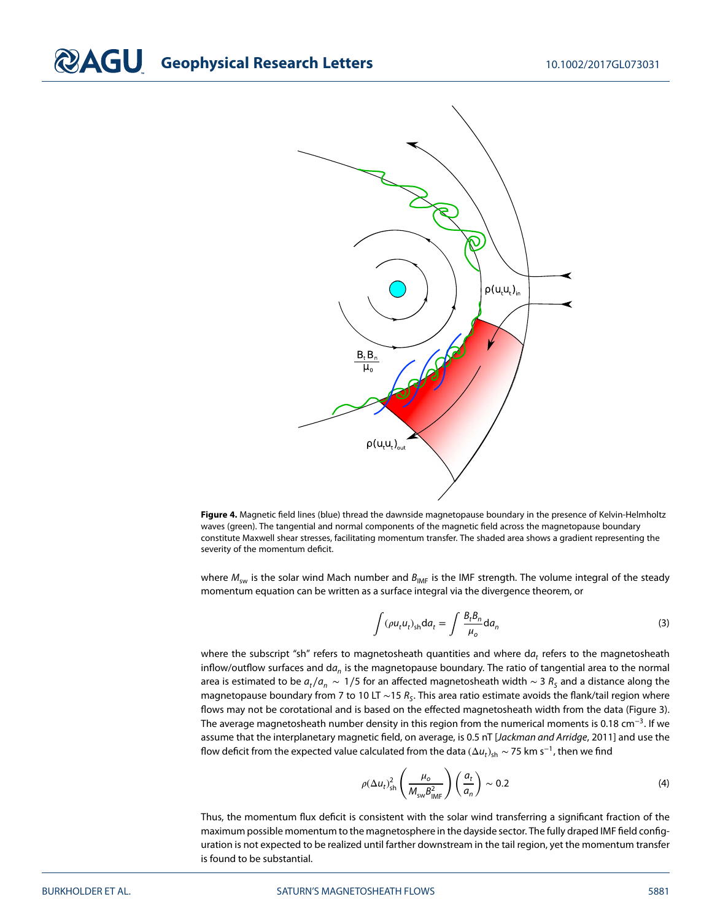$\rho(u_t u_t)_{in}$

$\frac{B_t B_n}{\mu_0}$

$\rho(u_t u_t)_{out}$

**Figure 4.** Magnetic field lines (blue) thread the dawnside magnetopause boundary in the presence of Kelvin-Helmholtz waves (green). The tangential and normal components of the magnetic field across the magnetopause boundary constitute Maxwell shear stresses, facilitating momentum transfer. The shaded area shows a gradient representing the severity of the momentum deficit.

where $M_{sw}$ is the solar wind Mach number and $B_{IMF}$ is the IMF strength. The volume integral of the steady momentum equation can be written as a surface integral via the divergence theorem, or

$$\int (\rho u_t u_t)_{sh} da_t = \int \frac{B_t B_n}{\mu_o} da_n \tag{3}$$

where the subscript "sh" refers to magnetosheath quantities and where $da_t$ refers to the magnetosheath inflow/outflow surfaces and $da_n$ is the magnetopause boundary. The ratio of tangential area to the normal area is estimated to be $a_t/a_n \sim 1/5$ for an affected magnetosheath width $\sim 3\ R_S$ and a distance along the magnetopause boundary from 7 to 10 LT $\sim$15 $R_S$. This area ratio estimate avoids the flank/tail region where flows may not be corotational and is based on the effected magnetosheath width from the data (Figure 3). The average magnetosheath number density in this region from the numerical moments is 0.18 cm$^{-3}$. If we assume that the interplanetary magnetic field, on average, is 0.5 nT [*Jackman and Arridge*, 2011] and use the flow deficit from the expected value calculated from the data $(\Delta u_t)_{sh} \sim 75$ km s$^{-1}$, then we find

$$\rho(\Delta u_t)^2_{sh} \left( \frac{\mu_o}{M_{sw} B^2_{IMF}} \right) \left( \frac{a_t}{a_n} \right) \sim 0.2 \tag{4}$$

Thus, the momentum flux deficit is consistent with the solar wind transferring a significant fraction of the maximum possible momentum to the magnetosphere in the dayside sector. The fully draped IMF field configuration is not expected to be realized until farther downstream in the tail region, yet the momentum transfer is found to be substantial.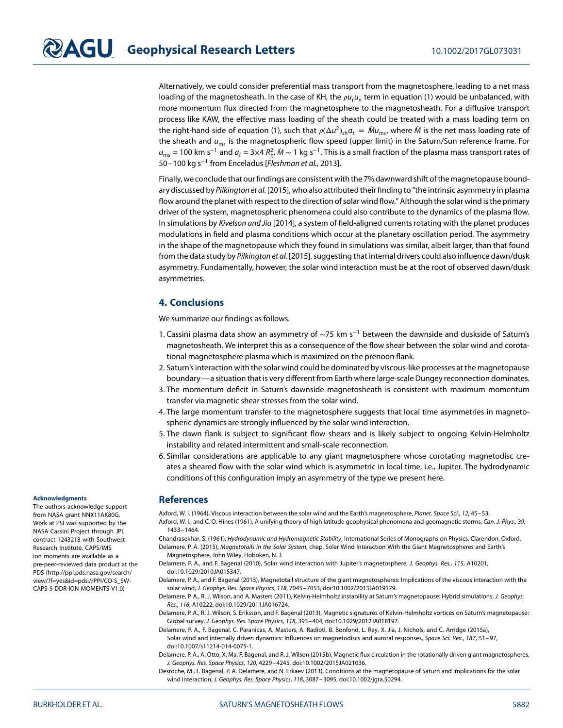Alternatively, we could consider preferential mass transport from the magnetosphere, leading to a net mass loading of the magnetosheath. In the case of KH, the $\rho u_t u_n$ term in equation (1) would be unbalanced, with more momentum flux directed from the magnetosphere to the magnetosheath. For a diffusive transport process like KAW, the effective mass loading of the sheath could be treated with a mass loading term on the right-hand side of equation (1), such that $\rho(\Delta u^2)_{sh} a_t = \dot{M} u_{ms}$, where $\dot{M}$ is the net mass loading rate of the sheath and $u_{ms}$ is the magnetospheric flow speed (upper limit) in the Saturn/Sun reference frame. For $u_{ms} = 100$ km s$^{-1}$ and $a_t = 3\times4\ R_S^2$, $\dot{M} \sim 1$ kg s$^{-1}$. This is a small fraction of the plasma mass transport rates of 50–100 kg s$^{-1}$ from Enceladus [*Fleshman et al.*, 2013].

Finally, we conclude that our findings are consistent with the 7% dawnward shift of the magnetopause boundary discussed by *Pilkington et al.* [2015], who also attributed their finding to "the intrinsic asymmetry in plasma flow around the planet with respect to the direction of solar wind flow." Although the solar wind is the primary driver of the system, magnetospheric phenomena could also contribute to the dynamics of the plasma flow. In simulations by *Kivelson and Jia* [2014], a system of field-aligned currents rotating with the planet produces modulations in field and plasma conditions which occur at the planetary oscillation period. The asymmetry in the shape of the magnetopause which they found in simulations was similar, albeit larger, than that found from the data study by *Pilkington et al.* [2015], suggesting that internal drivers could also influence dawn/dusk asymmetry. Fundamentally, however, the solar wind interaction must be at the root of observed dawn/dusk asymmetries.

## 4. Conclusions

We summarize our findings as follows.

1. Cassini plasma data show an asymmetry of ∼75 km s$^{-1}$ between the dawnside and duskside of Saturn's magnetosheath. We interpret this as a consequence of the flow shear between the solar wind and corotational magnetosphere plasma which is maximized on the prenoon flank.
2. Saturn's interaction with the solar wind could be dominated by viscous-like processes at the magnetopause boundary—a situation that is very different from Earth where large-scale Dungey reconnection dominates.
3. The momentum deficit in Saturn's dawnside magnetosheath is consistent with maximum momentum transfer via magnetic shear stresses from the solar wind.
4. The large momentum transfer to the magnetosphere suggests that local time asymmetries in magnetospheric dynamics are strongly influenced by the solar wind interaction.
5. The dawn flank is subject to significant flow shears and is likely subject to ongoing Kelvin-Helmholtz instability and related intermittent and small-scale reconnection.
6. Similar considerations are applicable to any giant magnetosphere whose corotating magnetodisc creates a sheared flow with the solar wind which is asymmetric in local time, i.e., Jupiter. The hydrodynamic conditions of this configuration imply an asymmetry of the type we present here.

**Acknowledgments**

The authors acknowledge support from NASA grant NNX11AK80G. Work at PSI was supported by the NASA Cassini Project through JPL contract 1243218 with Southwest Research Institute. CAPS/IMS ion moments are available as a pre-peer-reviewed data product at the PDS (http://ppi.pds.nasa.gov/search/view/?f=yes&id=pds://PPI/CO-S_SW-CAPS-5-DDR-ION-MOMENTS-V1.0)

## References

Axford, W. I. (1964), Viscous interaction between the solar wind and the Earth's magnetosphere, *Planet. Space Sci.*, *12*, 45–53.

Axford, W. I., and C. O. Hines (1961), A unifying theory of high latitude geophysical phenomena and geomagnetic storms, *Can. J. Phys.*, *39*, 1433–1464.

Chandrasekhar, S. (1961), *Hydrodynamic and Hydromagnetic Stability*, International Series of Monographs on Physics, Clarendon, Oxford.

Delamere, P. A. (2015), *Magnetotails in the Solar System*, chap. Solar Wind Interaction With the Giant Magnetospheres and Earth's Magnetosphere, John Wiley, Hoboken, N. J.

Delamere, P. A., and F. Bagenal (2010), Solar wind interaction with Jupiter's magnetosphere, *J. Geophys. Res.*, *115*, A10201, doi:10.1029/2010JA015347.

Delamere, P. A., and F. Bagenal (2013), Magnetotail structure of the giant magnetospheres: Implications of the viscous interaction with the solar wind, *J. Geophys. Res. Space Physics*, *118*, 7045–7053, doi:10.1002/2013JA019179.

Delamere, P. A., R. J. Wilson, and A. Masters (2011), Kelvin-Helmholtz instability at Saturn's magnetopause: Hybrid simulations, *J. Geophys. Res.*, *116*, A10222, doi:10.1029/2011JA016724.

Delamere, P. A., R. J. Wilson, S. Eriksson, and F. Bagenal (2013), Magnetic signatures of Kelvin-Helmholtz vortices on Saturn's magnetopause: Global survey, *J. Geophys. Res. Space Physics*, *118*, 393–404, doi:10.1029/2012JA018197.

Delamere, P. A., F. Bagenal, C. Paranicas, A. Masters, A. Radioti, B. Bonfond, L. Ray, X. Jia, J. Nichols, and C. Arridge (2015a), Solar wind and internally driven dynamics: Influences on magnetodiscs and auroral responses, *Space Sci. Rev.*, *187*, 51–97, doi:10.1007/s11214-014-0075-1.

Delamere, P. A., A. Otto, X. Ma, F. Bagenal, and R. J. Wilson (2015b), Magnetic flux circulation in the rotationally driven giant magnetospheres, *J. Geophys. Res. Space Physics*, *120*, 4229–4245, doi:10.1002/2015JA021036.

Desroche, M., F. Bagenal, P. A. Delamere, and N. Erkaev (2013), Conditions at the magnetopause of Saturn and implications for the solar wind interaction, *J. Geophys. Res. Space Physics*, *118*, 3087–3095, doi:10.1002/jgra.50294.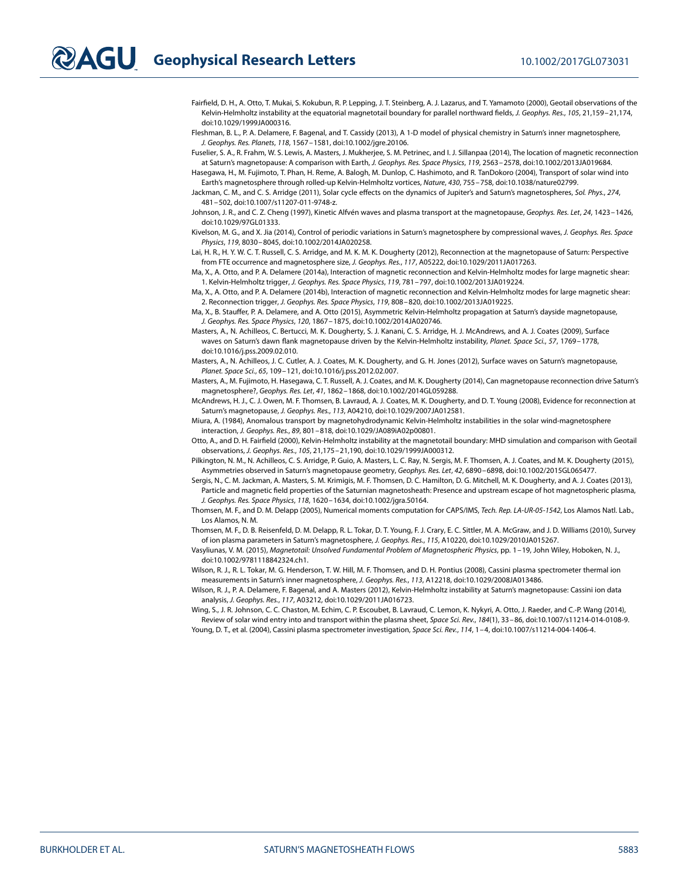Fairfield, D. H., A. Otto, T. Mukai, S. Kokubun, R. P. Lepping, J. T. Steinberg, A. J. Lazarus, and T. Yamamoto (2000), Geotail observations of the Kelvin-Helmholtz instability at the equatorial magnetotail boundary for parallel northward fields, *J. Geophys. Res.*, *105*, 21,159–21,174, doi:10.1029/1999JA000316.

Fleshman, B. L., P. A. Delamere, F. Bagenal, and T. Cassidy (2013), A 1-D model of physical chemistry in Saturn's inner magnetosphere, *J. Geophys. Res. Planets*, *118*, 1567–1581, doi:10.1002/jgre.20106.

Fuselier, S. A., R. Frahm, W. S. Lewis, A. Masters, J. Mukherjee, S. M. Petrinec, and I. J. Sillanpaa (2014), The location of magnetic reconnection at Saturn's magnetopause: A comparison with Earth, *J. Geophys. Res. Space Physics*, *119*, 2563–2578, doi:10.1002/2013JA019684.

Hasegawa, H., M. Fujimoto, T. Phan, H. Reme, A. Balogh, M. Dunlop, C. Hashimoto, and R. TanDokoro (2004), Transport of solar wind into Earth's magnetosphere through rolled-up Kelvin-Helmholtz vortices, *Nature*, *430*, 755–758, doi:10.1038/nature02799.

Jackman, C. M., and C. S. Arridge (2011), Solar cycle effects on the dynamics of Jupiter's and Saturn's magnetospheres, *Sol. Phys.*, *274*, 481–502, doi:10.1007/s11207-011-9748-z.

Johnson, J. R., and C. Z. Cheng (1997), Kinetic Alfvén waves and plasma transport at the magnetopause, *Geophys. Res. Let*, *24*, 1423–1426, doi:10.1029/97GL01333.

Kivelson, M. G., and X. Jia (2014), Control of periodic variations in Saturn's magnetosphere by compressional waves, *J. Geophys. Res. Space Physics*, *119*, 8030–8045, doi:10.1002/2014JA020258.

Lai, H. R., H. Y. W. C. T. Russell, C. S. Arridge, and M. K. M. K. Dougherty (2012), Reconnection at the magnetopause of Saturn: Perspective from FTE occurrence and magnetosphere size, *J. Geophys. Res.*, *117*, A05222, doi:10.1029/2011JA017263.

Ma, X., A. Otto, and P. A. Delamere (2014a), Interaction of magnetic reconnection and Kelvin-Helmholtz modes for large magnetic shear: 1. Kelvin-Helmholtz trigger, *J. Geophys. Res. Space Physics*, *119*, 781–797, doi:10.1002/2013JA019224.

Ma, X., A. Otto, and P. A. Delamere (2014b), Interaction of magnetic reconnection and Kelvin-Helmholtz modes for large magnetic shear: 2. Reconnection trigger, *J. Geophys. Res. Space Physics*, *119*, 808–820, doi:10.1002/2013JA019225.

Ma, X., B. Stauffer, P. A. Delamere, and A. Otto (2015), Asymmetric Kelvin-Helmholtz propagation at Saturn's dayside magnetopause, *J. Geophys. Res. Space Physics*, *120*, 1867–1875, doi:10.1002/2014JA020746.

Masters, A., N. Achilleos, C. Bertucci, M. K. Dougherty, S. J. Kanani, C. S. Arridge, H. J. McAndrews, and A. J. Coates (2009), Surface waves on Saturn's dawn flank magnetopause driven by the Kelvin-Helmholtz instability, *Planet. Space Sci.*, *57*, 1769–1778, doi:10.1016/j.pss.2009.02.010.

Masters, A., N. Achilleos, J. C. Cutler, A. J. Coates, M. K. Dougherty, and G. H. Jones (2012), Surface waves on Saturn's magnetopause, *Planet. Space Sci.*, *65*, 109–121, doi:10.1016/j.pss.2012.02.007.

Masters, A., M. Fujimoto, H. Hasegawa, C. T. Russell, A. J. Coates, and M. K. Dougherty (2014), Can magnetopause reconnection drive Saturn's magnetosphere?, *Geophys. Res. Let*, *41*, 1862–1868, doi:10.1002/2014GL059288.

McAndrews, H. J., C. J. Owen, M. F. Thomsen, B. Lavraud, A. J. Coates, M. K. Dougherty, and D. T. Young (2008), Evidence for reconnection at Saturn's magnetopause, *J. Geophys. Res.*, *113*, A04210, doi:10.1029/2007JA012581.

Miura, A. (1984), Anomalous transport by magnetohydrodynamic Kelvin-Helmholtz instabilities in the solar wind-magnetosphere interaction, *J. Geophys. Res.*, *89*, 801–818, doi:10.1029/JA089iA02p00801.

Otto, A., and D. H. Fairfield (2000), Kelvin-Helmholtz instability at the magnetotail boundary: MHD simulation and comparison with Geotail observations, *J. Geophys. Res.*, *105*, 21,175–21,190, doi:10.1029/1999JA000312.

Pilkington, N. M., N. Achilleos, C. S. Arridge, P. Guio, A. Masters, L. C. Ray, N. Sergis, M. F. Thomsen, A. J. Coates, and M. K. Dougherty (2015), Asymmetries observed in Saturn's magnetopause geometry, *Geophys. Res. Let*, *42*, 6890–6898, doi:10.1002/2015GL065477.

Sergis, N., C. M. Jackman, A. Masters, S. M. Krimigis, M. F. Thomsen, D. C. Hamilton, D. G. Mitchell, M. K. Dougherty, and A. J. Coates (2013), Particle and magnetic field properties of the Saturnian magnetosheath: Presence and upstream escape of hot magnetospheric plasma, *J. Geophys. Res. Space Physics*, *118*, 1620–1634, doi:10.1002/jgra.50164.

Thomsen, M. F., and D. M. Delapp (2005), Numerical moments computation for CAPS/IMS, *Tech. Rep. LA-UR-05-1542*, Los Alamos Natl. Lab., Los Alamos, N. M.

Thomsen, M. F., D. B. Reisenfeld, D. M. Delapp, R. L. Tokar, D. T. Young, F. J. Crary, E. C. Sittler, M. A. McGraw, and J. D. Williams (2010), Survey of ion plasma parameters in Saturn's magnetosphere, *J. Geophys. Res.*, *115*, A10220, doi:10.1029/2010JA015267.

Vasyliunas, V. M. (2015), *Magnetotail: Unsolved Fundamental Problem of Magnetospheric Physics*, pp. 1–19, John Wiley, Hoboken, N. J., doi:10.1002/9781118842324.ch1.

Wilson, R. J., R. L. Tokar, M. G. Henderson, T. W. Hill, M. F. Thomsen, and D. H. Pontius (2008), Cassini plasma spectrometer thermal ion measurements in Saturn's inner magnetosphere, *J. Geophys. Res.*, *113*, A12218, doi:10.1029/2008JA013486.

Wilson, R. J., P. A. Delamere, F. Bagenal, and A. Masters (2012), Kelvin-Helmholtz instability at Saturn's magnetopause: Cassini ion data analysis, *J. Geophys. Res.*, *117*, A03212, doi:10.1029/2011JA016723.

Wing, S., J. R. Johnson, C. C. Chaston, M. Echim, C. P. Escoubet, B. Lavraud, C. Lemon, K. Nykyri, A. Otto, J. Raeder, and C.-P. Wang (2014), Review of solar wind entry into and transport within the plasma sheet, *Space Sci. Rev.*, *184*(1), 33–86, doi:10.1007/s11214-014-0108-9.

Young, D. T., et al. (2004), Cassini plasma spectrometer investigation, *Space Sci. Rev.*, *114*, 1–4, doi:10.1007/s11214-004-1406-4.